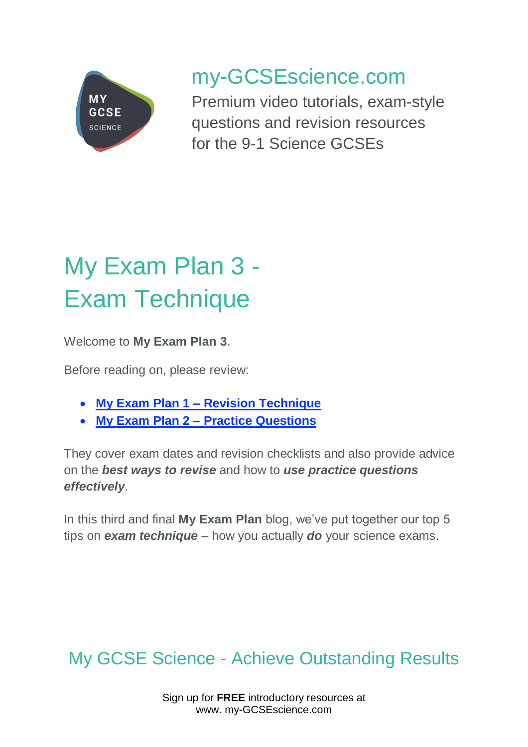my-GCSEscience.com

Premium video tutorials, exam-style questions and revision resources for the 9-1 Science GCSEs

# My Exam Plan 3 - Exam Technique

Welcome to **My Exam Plan 3**.

Before reading on, please review:

- **My Exam Plan 1 – Revision Technique**
- **My Exam Plan 2 – Practice Questions**

They cover exam dates and revision checklists and also provide advice on the ***best ways to revise*** and how to ***use practice questions effectively***.

In this third and final **My Exam Plan** blog, we've put together our top 5 tips on ***exam technique*** – how you actually ***do*** your science exams.

## My GCSE Science - Achieve Outstanding Results

Sign up for **FREE** introductory resources at www. my-GCSEscience.com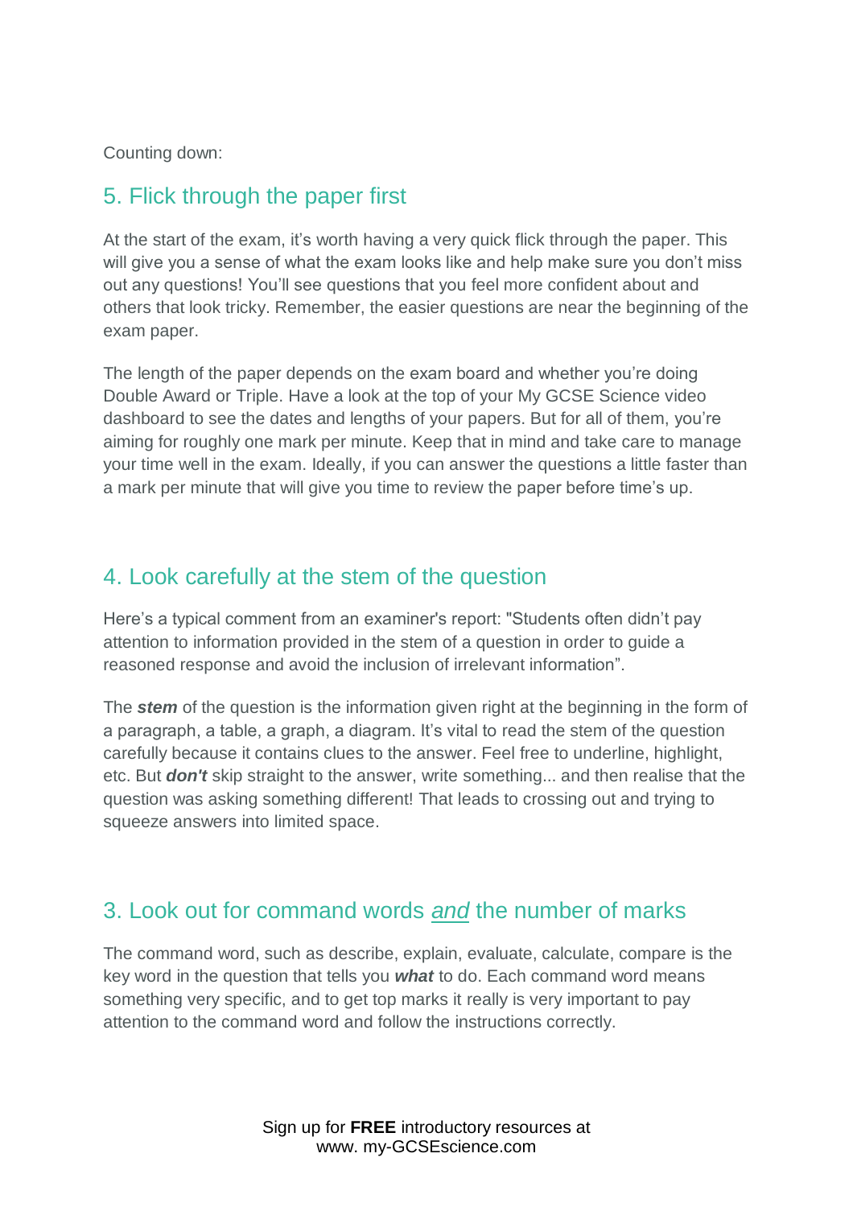Counting down:

## 5. Flick through the paper first

At the start of the exam, it's worth having a very quick flick through the paper. This will give you a sense of what the exam looks like and help make sure you don't miss out any questions! You'll see questions that you feel more confident about and others that look tricky. Remember, the easier questions are near the beginning of the exam paper.

The length of the paper depends on the exam board and whether you're doing Double Award or Triple. Have a look at the top of your My GCSE Science video dashboard to see the dates and lengths of your papers. But for all of them, you're aiming for roughly one mark per minute. Keep that in mind and take care to manage your time well in the exam. Ideally, if you can answer the questions a little faster than a mark per minute that will give you time to review the paper before time's up.

## 4. Look carefully at the stem of the question

Here's a typical comment from an examiner's report: "Students often didn't pay attention to information provided in the stem of a question in order to guide a reasoned response and avoid the inclusion of irrelevant information".

The ***stem*** of the question is the information given right at the beginning in the form of a paragraph, a table, a graph, a diagram. It's vital to read the stem of the question carefully because it contains clues to the answer. Feel free to underline, highlight, etc. But ***don't*** skip straight to the answer, write something... and then realise that the question was asking something different! That leads to crossing out and trying to squeeze answers into limited space.

## 3. Look out for command words *and* the number of marks

The command word, such as describe, explain, evaluate, calculate, compare is the key word in the question that tells you ***what*** to do. Each command word means something very specific, and to get top marks it really is very important to pay attention to the command word and follow the instructions correctly.

Sign up for **FREE** introductory resources at www. my-GCSEscience.com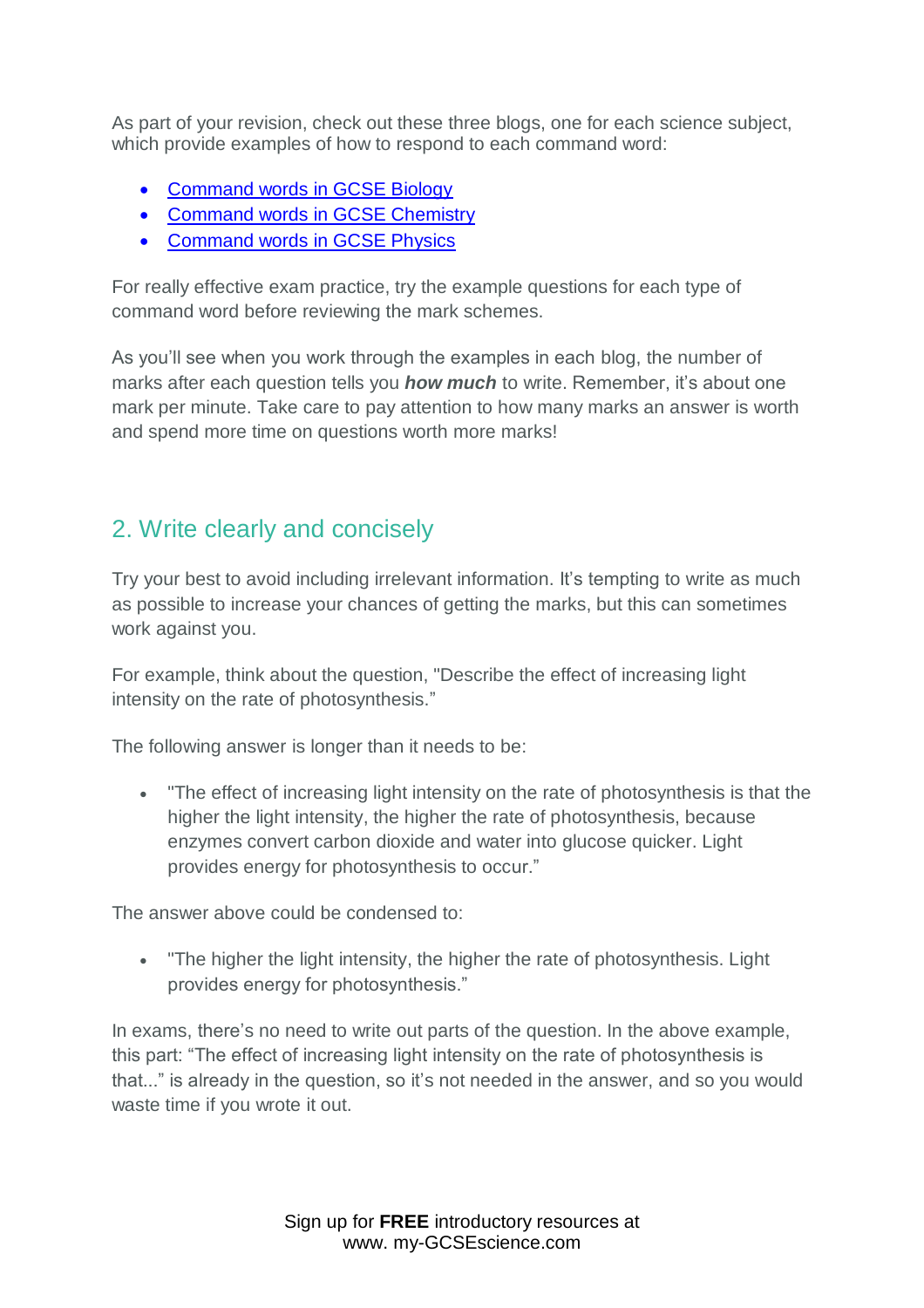As part of your revision, check out these three blogs, one for each science subject, which provide examples of how to respond to each command word:

- Command words in GCSE Biology
- Command words in GCSE Chemistry
- Command words in GCSE Physics

For really effective exam practice, try the example questions for each type of command word before reviewing the mark schemes.

As you'll see when you work through the examples in each blog, the number of marks after each question tells you ***how much*** to write. Remember, it's about one mark per minute. Take care to pay attention to how many marks an answer is worth and spend more time on questions worth more marks!

## 2. Write clearly and concisely

Try your best to avoid including irrelevant information. It's tempting to write as much as possible to increase your chances of getting the marks, but this can sometimes work against you.

For example, think about the question, "Describe the effect of increasing light intensity on the rate of photosynthesis."

The following answer is longer than it needs to be:

- "The effect of increasing light intensity on the rate of photosynthesis is that the higher the light intensity, the higher the rate of photosynthesis, because enzymes convert carbon dioxide and water into glucose quicker. Light provides energy for photosynthesis to occur."

The answer above could be condensed to:

- "The higher the light intensity, the higher the rate of photosynthesis. Light provides energy for photosynthesis."

In exams, there's no need to write out parts of the question. In the above example, this part: "The effect of increasing light intensity on the rate of photosynthesis is that..." is already in the question, so it's not needed in the answer, and so you would waste time if you wrote it out.

Sign up for **FREE** introductory resources at www. my-GCSEscience.com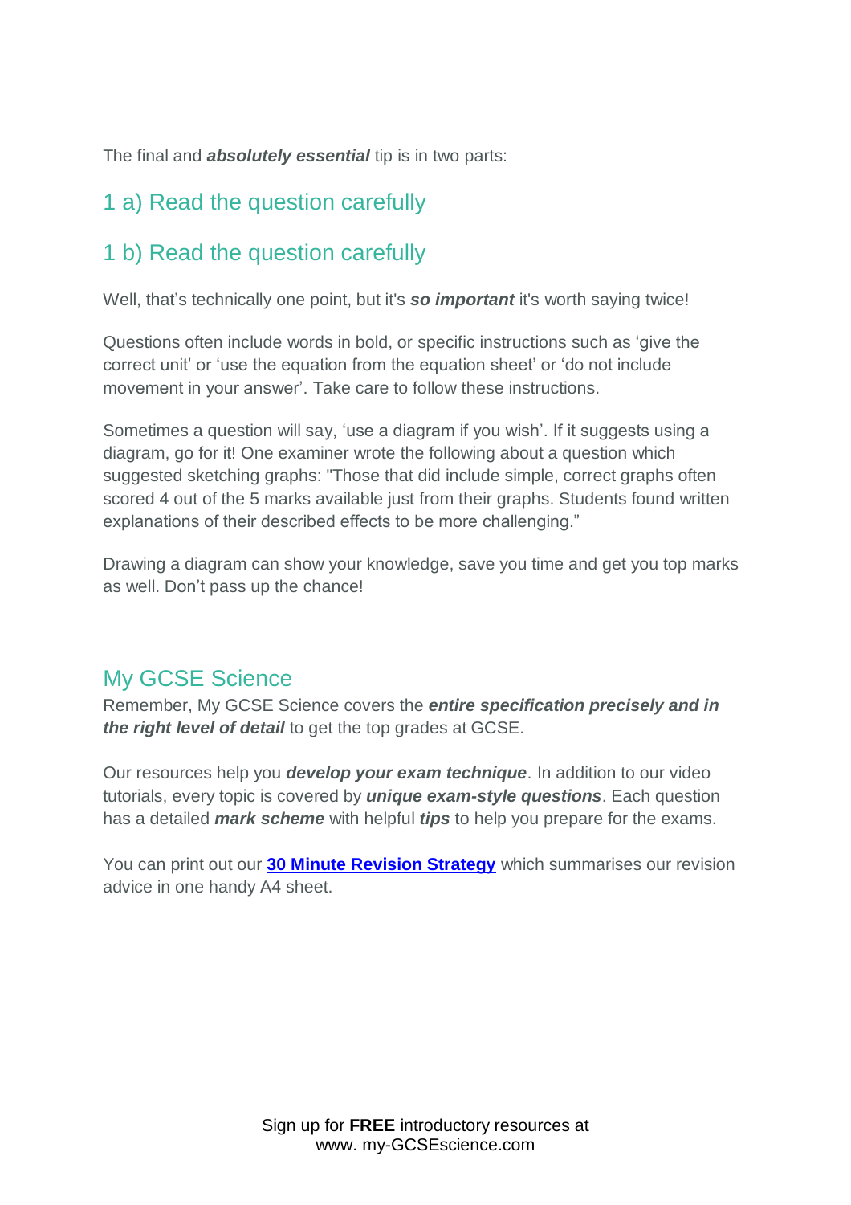The final and ***absolutely essential*** tip is in two parts:

## 1 a) Read the question carefully

## 1 b) Read the question carefully

Well, that's technically one point, but it's ***so important*** it's worth saying twice!

Questions often include words in bold, or specific instructions such as 'give the correct unit' or 'use the equation from the equation sheet' or 'do not include movement in your answer'. Take care to follow these instructions.

Sometimes a question will say, 'use a diagram if you wish'. If it suggests using a diagram, go for it! One examiner wrote the following about a question which suggested sketching graphs: "Those that did include simple, correct graphs often scored 4 out of the 5 marks available just from their graphs. Students found written explanations of their described effects to be more challenging."

Drawing a diagram can show your knowledge, save you time and get you top marks as well. Don't pass up the chance!

## My GCSE Science

Remember, My GCSE Science covers the ***entire specification precisely and in the right level of detail*** to get the top grades at GCSE.

Our resources help you ***develop your exam technique***. In addition to our video tutorials, every topic is covered by ***unique exam-style questions***. Each question has a detailed ***mark scheme*** with helpful ***tips*** to help you prepare for the exams.

You can print out our **30 Minute Revision Strategy** which summarises our revision advice in one handy A4 sheet.

Sign up for **FREE** introductory resources at www. my-GCSEscience.com